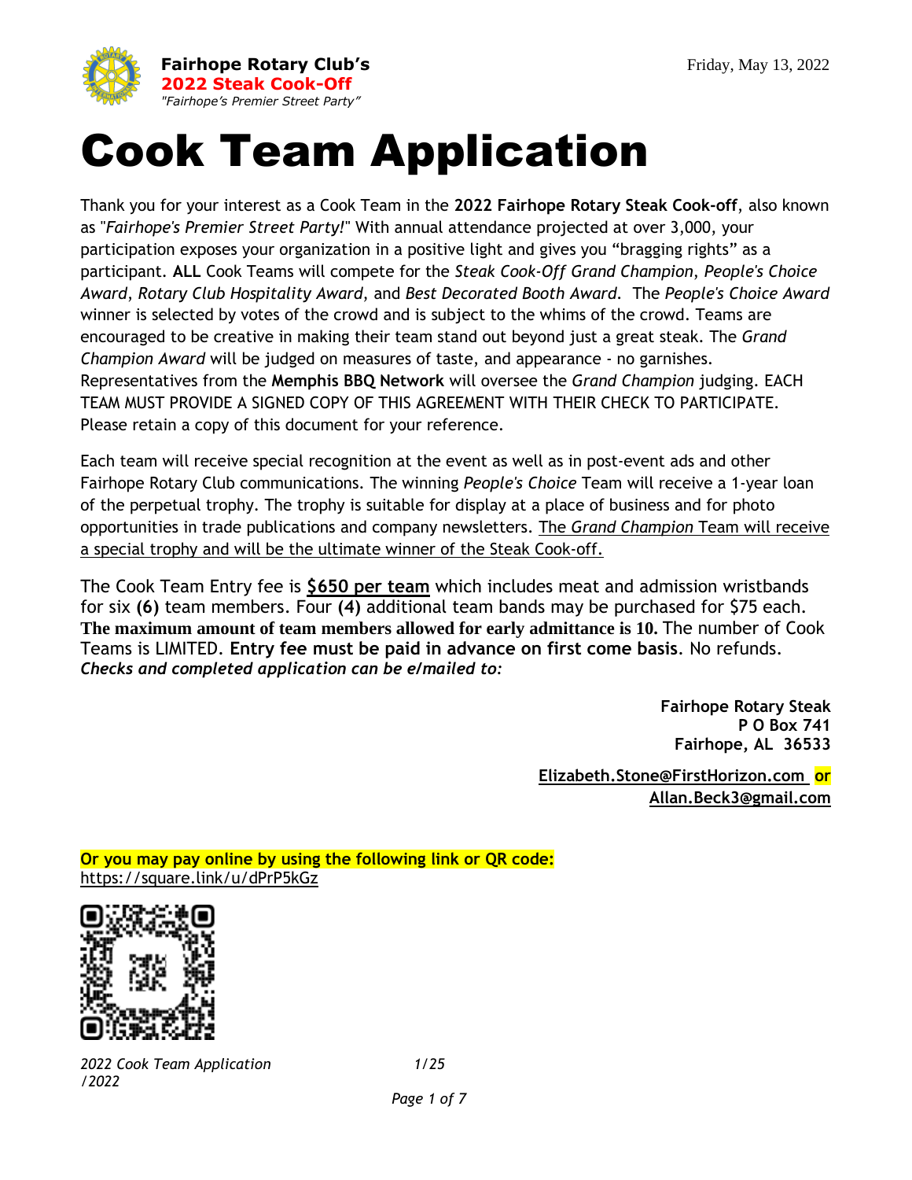**Fairhope Rotary Club's**
**2022 Steak Cook-Off**
*"Fairhope's Premier Street Party"*

Friday, May 13, 2022

# Cook Team Application

Thank you for your interest as a Cook Team in the **2022 Fairhope Rotary Steak Cook-off**, also known as "*Fairhope's Premier Street Party!*" With annual attendance projected at over 3,000, your participation exposes your organization in a positive light and gives you "bragging rights" as a participant. **ALL** Cook Teams will compete for the *Steak Cook-Off Grand Champion*, *People's Choice Award*, *Rotary Club Hospitality Award*, and *Best Decorated Booth Award*. The *People's Choice Award* winner is selected by votes of the crowd and is subject to the whims of the crowd. Teams are encouraged to be creative in making their team stand out beyond just a great steak. The *Grand Champion Award* will be judged on measures of taste, and appearance - no garnishes. Representatives from the **Memphis BBQ Network** will oversee the *Grand Champion* judging. EACH TEAM MUST PROVIDE A SIGNED COPY OF THIS AGREEMENT WITH THEIR CHECK TO PARTICIPATE. Please retain a copy of this document for your reference.

Each team will receive special recognition at the event as well as in post-event ads and other Fairhope Rotary Club communications. The winning *People's Choice* Team will receive a 1-year loan of the perpetual trophy. The trophy is suitable for display at a place of business and for photo opportunities in trade publications and company newsletters. The *Grand Champion* Team will receive a special trophy and will be the ultimate winner of the Steak Cook-off.

The Cook Team Entry fee is **$650 per team** which includes meat and admission wristbands for six **(6)** team members. Four **(4)** additional team bands may be purchased for $75 each. **The maximum amount of team members allowed for early admittance is 10.** The number of Cook Teams is LIMITED. **Entry fee must be paid in advance on first come basis**. No refunds. ***Checks and completed application can be e/mailed to:***

**Fairhope Rotary Steak**
**P O Box 741**
**Fairhope, AL 36533**

**Elizabeth.Stone@FirstHorizon.com or**
**Allan.Beck3@gmail.com**

**Or you may pay online by using the following link or QR code:**
https://square.link/u/dPrP5kGz

*2022 Cook Team Application* *1/25/2022*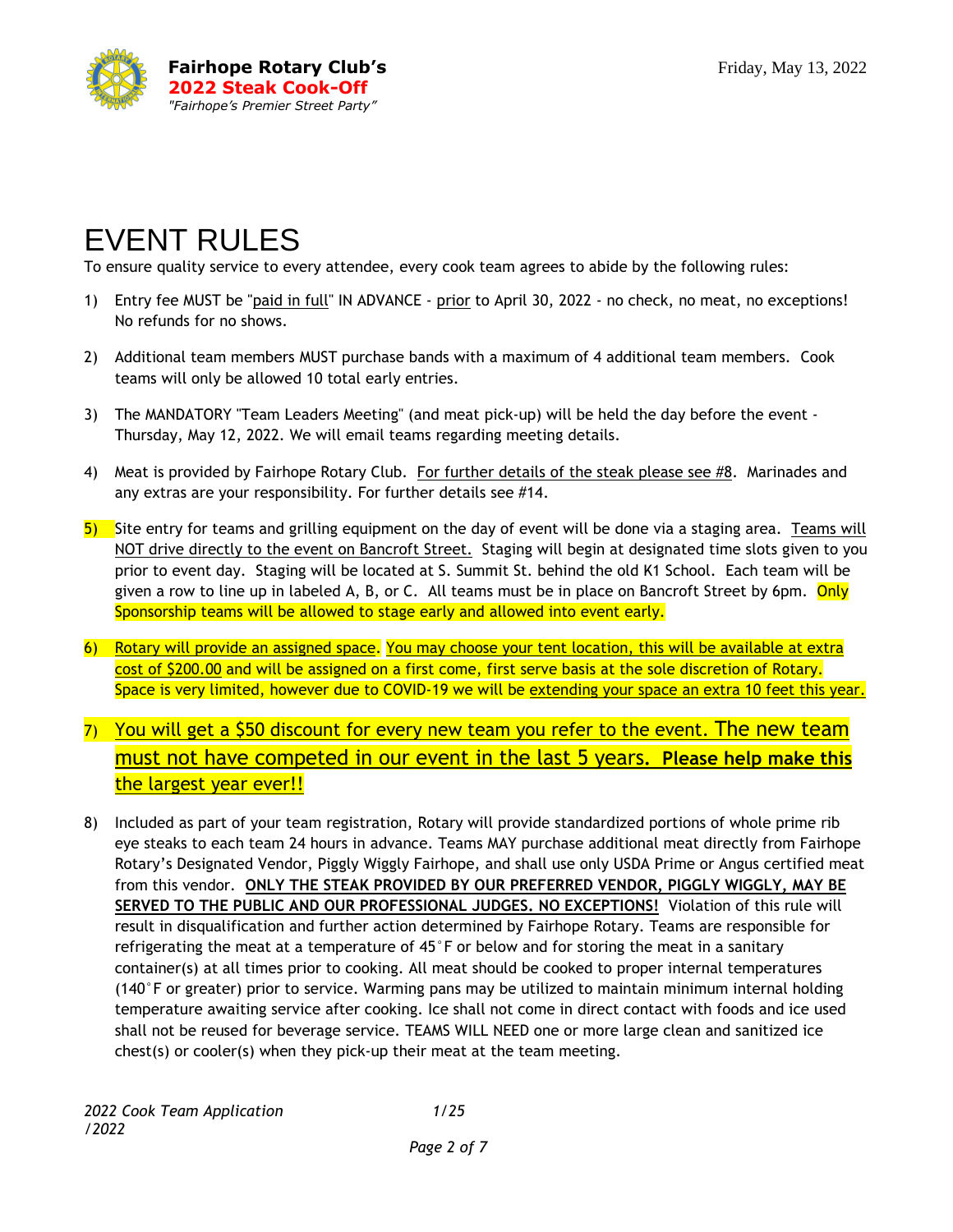# EVENT RULES

To ensure quality service to every attendee, every cook team agrees to abide by the following rules:

1) Entry fee MUST be "paid in full" IN ADVANCE - prior to April 30, 2022 - no check, no meat, no exceptions! No refunds for no shows.

2) Additional team members MUST purchase bands with a maximum of 4 additional team members. Cook teams will only be allowed 10 total early entries.

3) The MANDATORY "Team Leaders Meeting" (and meat pick-up) will be held the day before the event - Thursday, May 12, 2022. We will email teams regarding meeting details.

4) Meat is provided by Fairhope Rotary Club. For further details of the steak please see #8. Marinades and any extras are your responsibility. For further details see #14.

5) Site entry for teams and grilling equipment on the day of event will be done via a staging area. Teams will NOT drive directly to the event on Bancroft Street. Staging will begin at designated time slots given to you prior to event day. Staging will be located at S. Summit St. behind the old K1 School. Each team will be given a row to line up in labeled A, B, or C. All teams must be in place on Bancroft Street by 6pm. Only Sponsorship teams will be allowed to stage early and allowed into event early.

6) Rotary will provide an assigned space. You may choose your tent location, this will be available at extra cost of $200.00 and will be assigned on a first come, first serve basis at the sole discretion of Rotary. Space is very limited, however due to COVID-19 we will be extending your space an extra 10 feet this year.

7) You will get a $50 discount for every new team you refer to the event. The new team must not have competed in our event in the last 5 years. **Please help make this the largest year ever!!**

8) Included as part of your team registration, Rotary will provide standardized portions of whole prime rib eye steaks to each team 24 hours in advance. Teams MAY purchase additional meat directly from Fairhope Rotary's Designated Vendor, Piggly Wiggly Fairhope, and shall use only USDA Prime or Angus certified meat from this vendor. **ONLY THE STEAK PROVIDED BY OUR PREFERRED VENDOR, PIGGLY WIGGLY, MAY BE SERVED TO THE PUBLIC AND OUR PROFESSIONAL JUDGES. NO EXCEPTIONS!** Violation of this rule will result in disqualification and further action determined by Fairhope Rotary. Teams are responsible for refrigerating the meat at a temperature of 45˚F or below and for storing the meat in a sanitary container(s) at all times prior to cooking. All meat should be cooked to proper internal temperatures (140˚F or greater) prior to service. Warming pans may be utilized to maintain minimum internal holding temperature awaiting service after cooking. Ice shall not come in direct contact with foods and ice used shall not be reused for beverage service. TEAMS WILL NEED one or more large clean and sanitized ice chest(s) or cooler(s) when they pick-up their meat at the team meeting.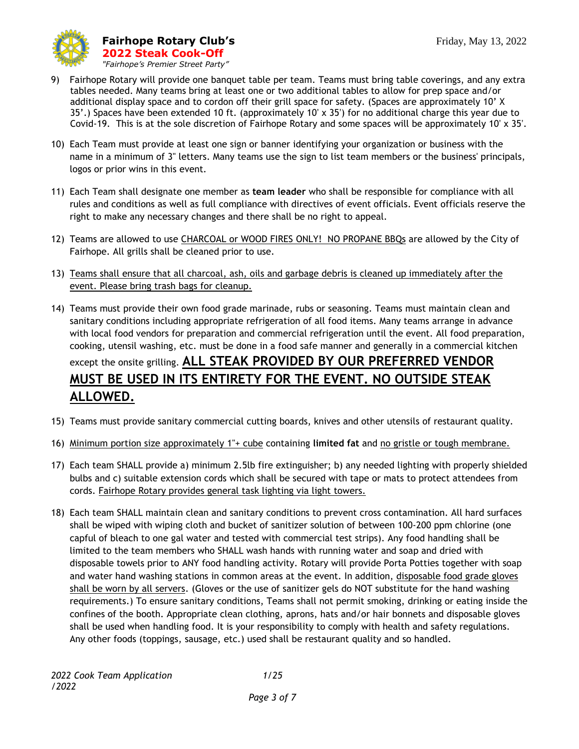9) Fairhope Rotary will provide one banquet table per team. Teams must bring table coverings, and any extra tables needed. Many teams bring at least one or two additional tables to allow for prep space and/or additional display space and to cordon off their grill space for safety. (Spaces are approximately 10' X 35'.) Spaces have been extended 10 ft. (approximately 10' x 35') for no additional charge this year due to Covid-19. This is at the sole discretion of Fairhope Rotary and some spaces will be approximately 10' x 35'.

10) Each Team must provide at least one sign or banner identifying your organization or business with the name in a minimum of 3" letters. Many teams use the sign to list team members or the business' principals, logos or prior wins in this event.

11) Each Team shall designate one member as **team leader** who shall be responsible for compliance with all rules and conditions as well as full compliance with directives of event officials. Event officials reserve the right to make any necessary changes and there shall be no right to appeal.

12) Teams are allowed to use <u>CHARCOAL or WOOD FIRES ONLY! NO PROPANE BBQs</u> are allowed by the City of Fairhope. All grills shall be cleaned prior to use.

13) <u>Teams shall ensure that all charcoal, ash, oils and garbage debris is cleaned up immediately after the event. Please bring trash bags for cleanup.</u>

14) Teams must provide their own food grade marinade, rubs or seasoning. Teams must maintain clean and sanitary conditions including appropriate refrigeration of all food items. Many teams arrange in advance with local food vendors for preparation and commercial refrigeration until the event. All food preparation, cooking, utensil washing, etc. must be done in a food safe manner and generally in a commercial kitchen except the onsite grilling. **<u>ALL STEAK PROVIDED BY OUR PREFERRED VENDOR MUST BE USED IN ITS ENTIRETY FOR THE EVENT. NO OUTSIDE STEAK ALLOWED.</u>**

15) Teams must provide sanitary commercial cutting boards, knives and other utensils of restaurant quality.

16) <u>Minimum portion size approximately 1"+ cube</u> containing **limited fat** and <u>no gristle or tough membrane.</u>

17) Each team SHALL provide a) minimum 2.5lb fire extinguisher; b) any needed lighting with properly shielded bulbs and c) suitable extension cords which shall be secured with tape or mats to protect attendees from cords. <u>Fairhope Rotary provides general task lighting via light towers.</u>

18) Each team SHALL maintain clean and sanitary conditions to prevent cross contamination. All hard surfaces shall be wiped with wiping cloth and bucket of sanitizer solution of between 100-200 ppm chlorine (one capful of bleach to one gal water and tested with commercial test strips). Any food handling shall be limited to the team members who SHALL wash hands with running water and soap and dried with disposable towels prior to ANY food handling activity. Rotary will provide Porta Potties together with soap and water hand washing stations in common areas at the event. In addition, <u>disposable food grade gloves shall be worn by all servers</u>. (Gloves or the use of sanitizer gels do NOT substitute for the hand washing requirements.) To ensure sanitary conditions, Teams shall not permit smoking, drinking or eating inside the confines of the booth. Appropriate clean clothing, aprons, hats and/or hair bonnets and disposable gloves shall be used when handling food. It is your responsibility to comply with health and safety regulations. Any other foods (toppings, sausage, etc.) used shall be restaurant quality and so handled.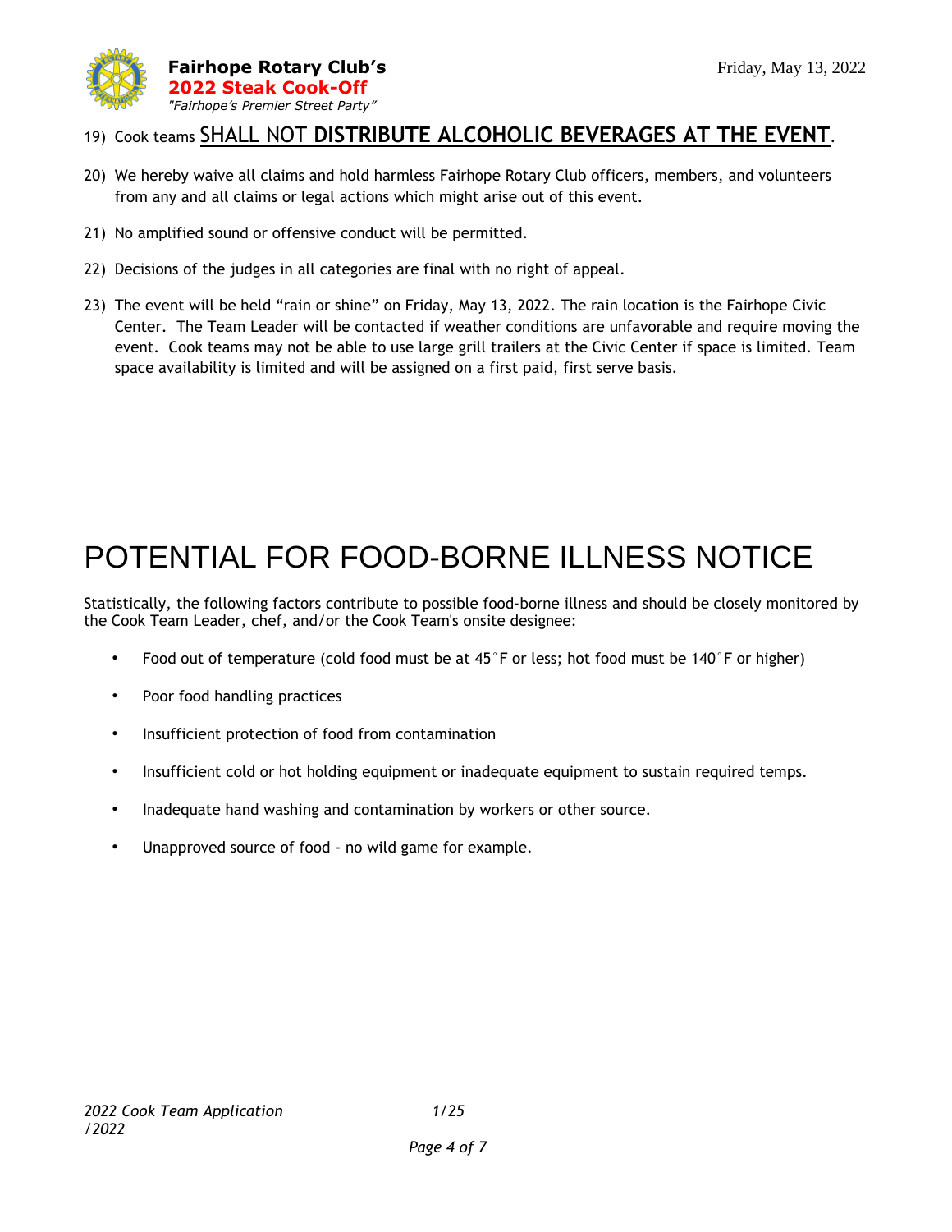19) Cook teams <u>SHALL NOT **DISTRIBUTE ALCOHOLIC BEVERAGES AT THE EVENT**</u>.

20) We hereby waive all claims and hold harmless Fairhope Rotary Club officers, members, and volunteers from any and all claims or legal actions which might arise out of this event.

21) No amplified sound or offensive conduct will be permitted.

22) Decisions of the judges in all categories are final with no right of appeal.

23) The event will be held "rain or shine" on Friday, May 13, 2022. The rain location is the Fairhope Civic Center. The Team Leader will be contacted if weather conditions are unfavorable and require moving the event. Cook teams may not be able to use large grill trailers at the Civic Center if space is limited. Team space availability is limited and will be assigned on a first paid, first serve basis.

# POTENTIAL FOR FOOD-BORNE ILLNESS NOTICE

Statistically, the following factors contribute to possible food-borne illness and should be closely monitored by the Cook Team Leader, chef, and/or the Cook Team's onsite designee:

- Food out of temperature (cold food must be at 45°F or less; hot food must be 140°F or higher)
- Poor food handling practices
- Insufficient protection of food from contamination
- Insufficient cold or hot holding equipment or inadequate equipment to sustain required temps.
- Inadequate hand washing and contamination by workers or other source.
- Unapproved source of food - no wild game for example.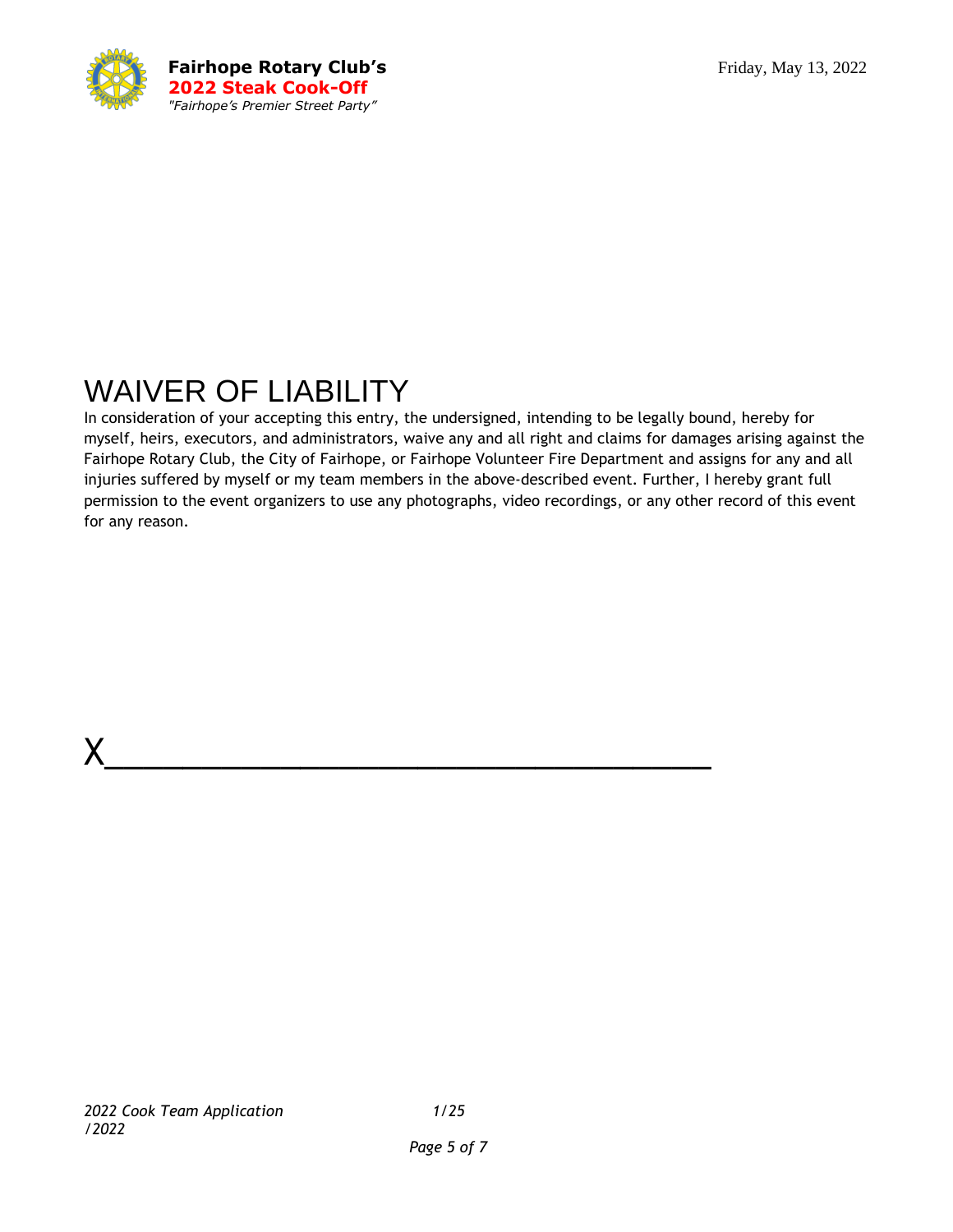# WAIVER OF LIABILITY

In consideration of your accepting this entry, the undersigned, intending to be legally bound, hereby for myself, heirs, executors, and administrators, waive any and all right and claims for damages arising against the Fairhope Rotary Club, the City of Fairhope, or Fairhope Volunteer Fire Department and assigns for any and all injuries suffered by myself or my team members in the above-described event. Further, I hereby grant full permission to the event organizers to use any photographs, video recordings, or any other record of this event for any reason.

X_______________________________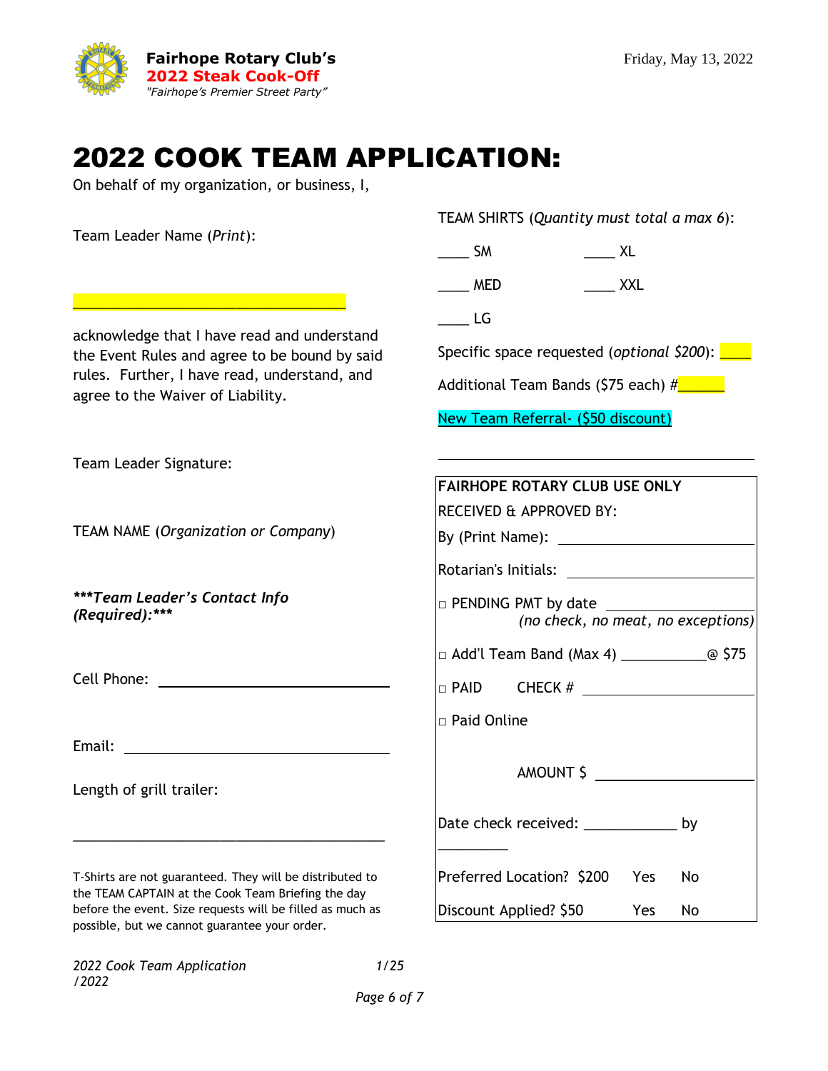**Fairhope Rotary Club's**
**2022 Steak Cook-Off**
*"Fairhope's Premier Street Party"*

Friday, May 13, 2022

# 2022 COOK TEAM APPLICATION:

On behalf of my organization, or business, I,

Team Leader Name (*Print*):

___________________________________

acknowledge that I have read and understand the Event Rules and agree to be bound by said rules. Further, I have read, understand, and agree to the Waiver of Liability.

Team Leader Signature:

TEAM NAME (*Organization or Company*)

***\*\*\*Team Leader's Contact Info (Required):\*\*\****

Cell Phone: ______________________________

Email: __________________________________

Length of grill trailer:

________________________________________

T-Shirts are not guaranteed. They will be distributed to the TEAM CAPTAIN at the Cook Team Briefing the day before the event. Size requests will be filled as much as possible, but we cannot guarantee your order.

TEAM SHIRTS (*Quantity must total a max 6*):

____ SM ____ XL

____ MED ____ XXL

____ LG

Specific space requested (*optional $200*): ____

Additional Team Bands ($75 each) #______

New Team Referral- ($50 discount)

________________________________________

**FAIRHOPE ROTARY CLUB USE ONLY**

RECEIVED & APPROVED BY:

By (Print Name): ____________________

Rotarian's Initials: ____________________

□ PENDING PMT by date ________________
*(no check, no meat, no exceptions)*

□ Add'l Team Band (Max 4) __________@ $75

□ PAID CHECK # ____________________

□ Paid Online

AMOUNT $ ________________

Date check received: ____________ by _________

Preferred Location? $200 Yes No

Discount Applied? $50 Yes No

*2022 Cook Team Application 1/25/2022*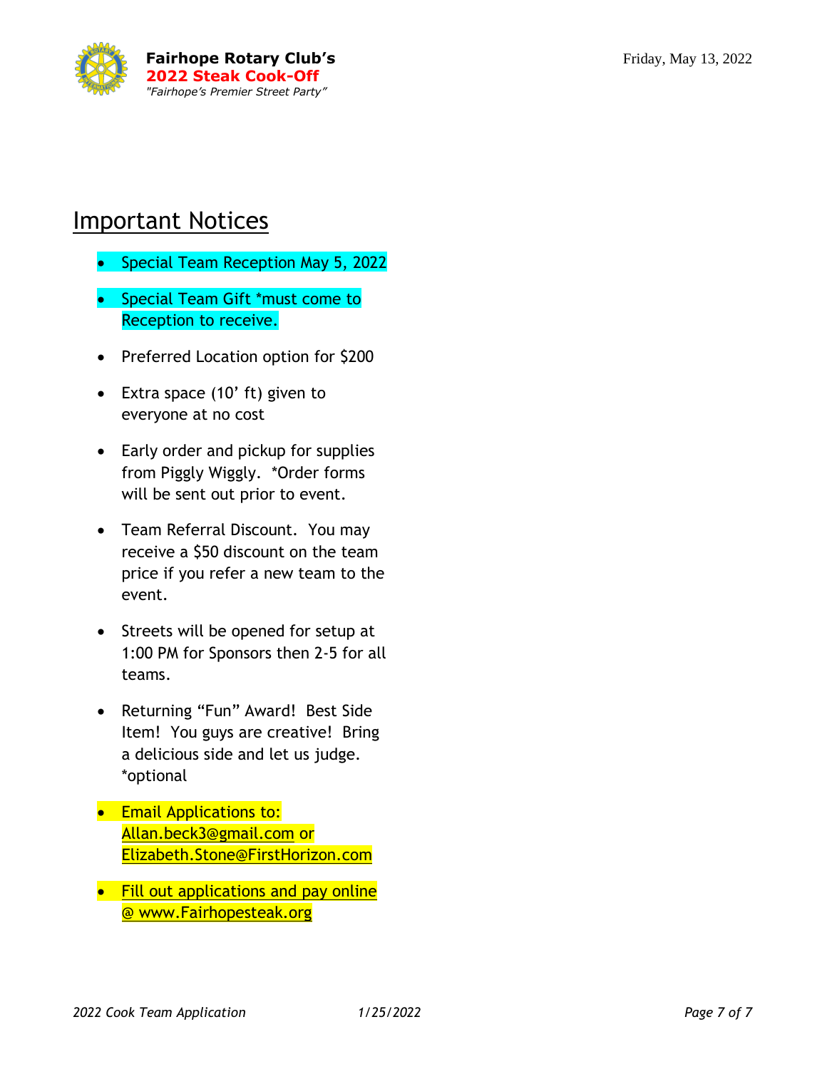# Important Notices

- Special Team Reception May 5, 2022
- Special Team Gift *must come to Reception to receive.
- Preferred Location option for $200
- Extra space (10' ft) given to everyone at no cost
- Early order and pickup for supplies from Piggly Wiggly. *Order forms will be sent out prior to event.
- Team Referral Discount. You may receive a $50 discount on the team price if you refer a new team to the event.
- Streets will be opened for setup at 1:00 PM for Sponsors then 2-5 for all teams.
- Returning "Fun" Award! Best Side Item! You guys are creative! Bring a delicious side and let us judge. *optional
- Email Applications to: Allan.beck3@gmail.com or Elizabeth.Stone@FirstHorizon.com
- Fill out applications and pay online @ www.Fairhopesteak.org